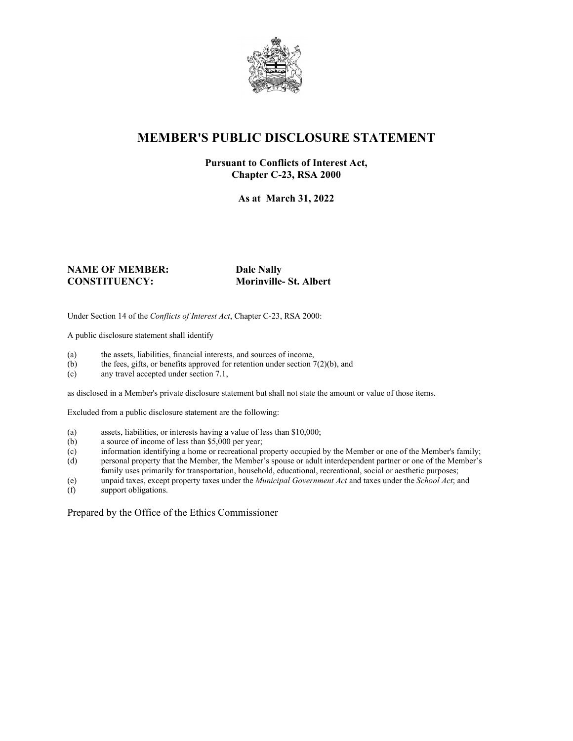# MEMBER'S PUBLIC DISCLOSURE STATEMENT

**Pursuant to Conflicts of Interest Act, Chapter C-23, RSA 2000**

**As at March 31, 2022**

**NAME OF MEMBER:** **Dale Nally**
**CONSTITUENCY:** **Morinville- St. Albert**

Under Section 14 of the *Conflicts of Interest Act*, Chapter C-23, RSA 2000:

A public disclosure statement shall identify

(a) the assets, liabilities, financial interests, and sources of income,
(b) the fees, gifts, or benefits approved for retention under section 7(2)(b), and
(c) any travel accepted under section 7.1,

as disclosed in a Member's private disclosure statement but shall not state the amount or value of those items.

Excluded from a public disclosure statement are the following:

(a) assets, liabilities, or interests having a value of less than $10,000;
(b) a source of income of less than $5,000 per year;
(c) information identifying a home or recreational property occupied by the Member or one of the Member's family;
(d) personal property that the Member, the Member's spouse or adult interdependent partner or one of the Member's family uses primarily for transportation, household, educational, recreational, social or aesthetic purposes;
(e) unpaid taxes, except property taxes under the *Municipal Government Act* and taxes under the *School Act*; and
(f) support obligations.

Prepared by the Office of the Ethics Commissioner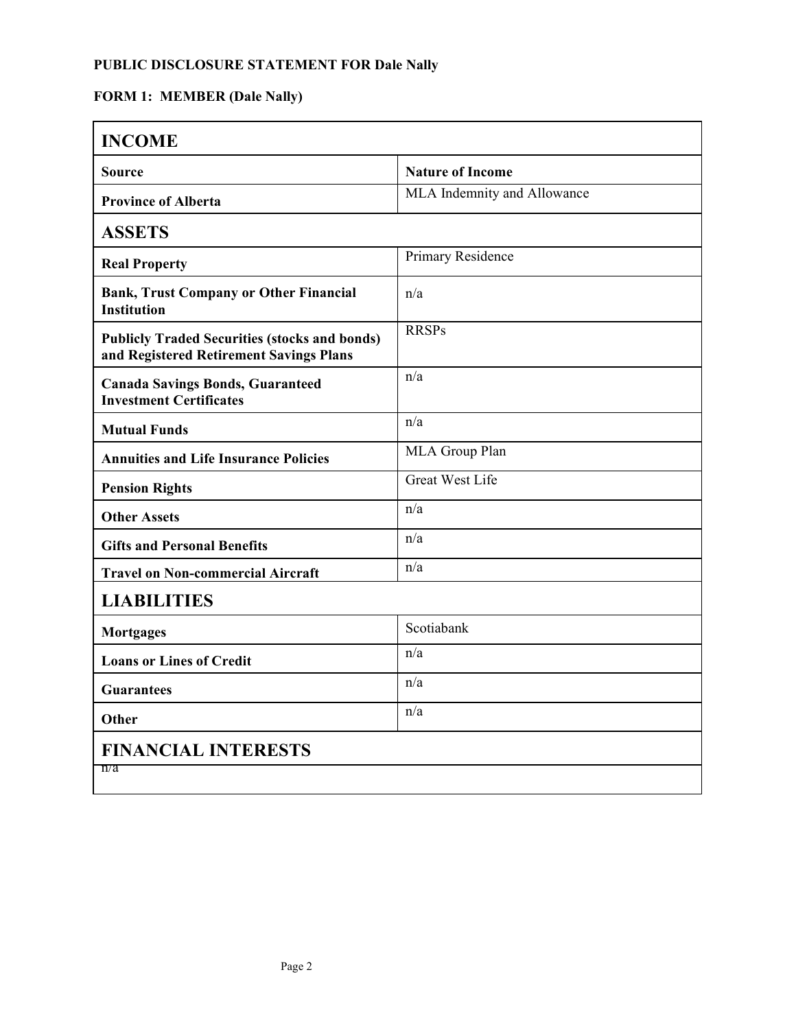**PUBLIC DISCLOSURE STATEMENT FOR Dale Nally**

**FORM 1: MEMBER (Dale Nally)**

| **INCOME** | |
|---|---|
| **Source** | **Nature of Income** |
| **Province of Alberta** | MLA Indemnity and Allowance |
| **ASSETS** | |
| **Real Property** | Primary Residence |
| **Bank, Trust Company or Other Financial Institution** | n/a |
| **Publicly Traded Securities (stocks and bonds) and Registered Retirement Savings Plans** | RRSPs |
| **Canada Savings Bonds, Guaranteed Investment Certificates** | n/a |
| **Mutual Funds** | n/a |
| **Annuities and Life Insurance Policies** | MLA Group Plan |
| **Pension Rights** | Great West Life |
| **Other Assets** | n/a |
| **Gifts and Personal Benefits** | n/a |
| **Travel on Non-commercial Aircraft** | n/a |
| **LIABILITIES** | |
| **Mortgages** | Scotiabank |
| **Loans or Lines of Credit** | n/a |
| **Guarantees** | n/a |
| **Other** | n/a |
| **FINANCIAL INTERESTS** | |
| n/a | |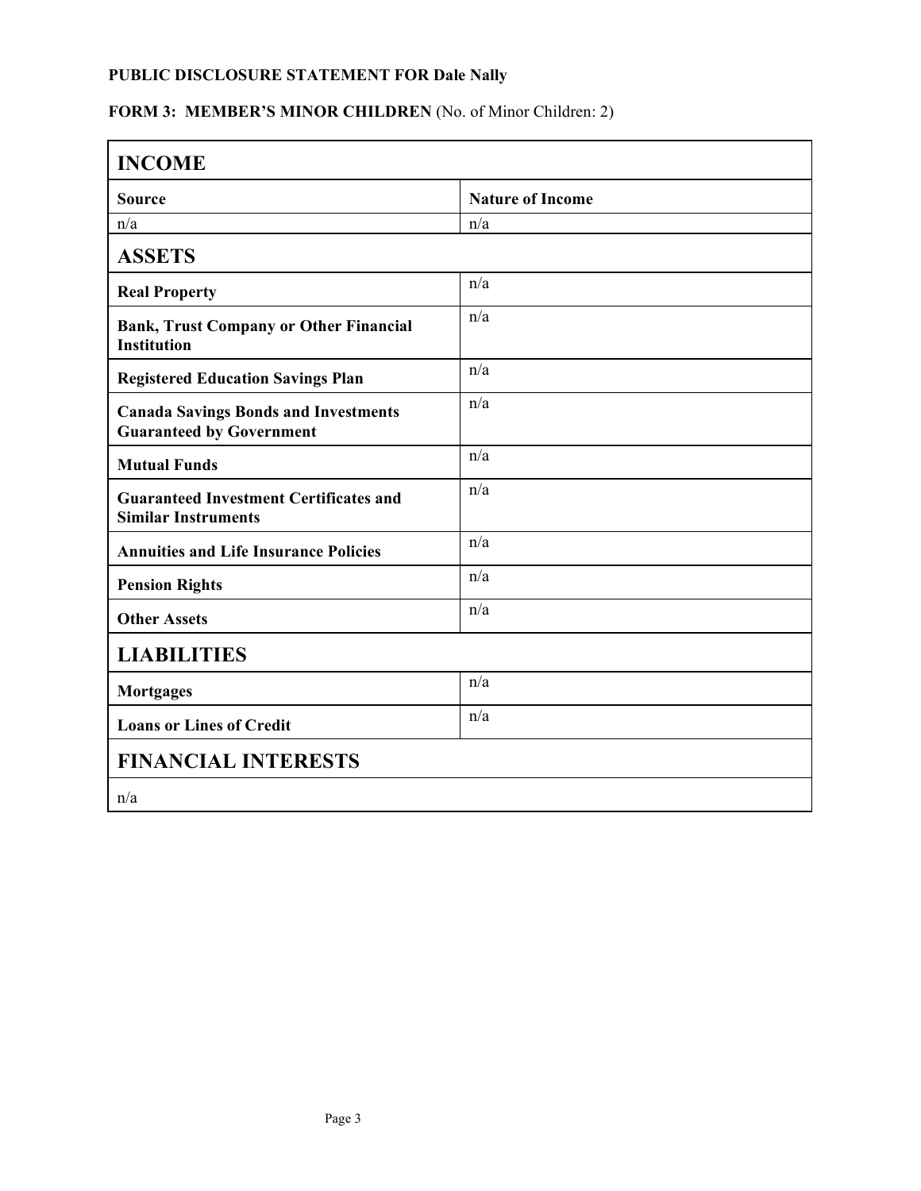**PUBLIC DISCLOSURE STATEMENT FOR Dale Nally**

**FORM 3: MEMBER'S MINOR CHILDREN** (No. of Minor Children: 2)

| **INCOME** | |
|---|---|
| **Source** | **Nature of Income** |
| n/a | n/a |
| **ASSETS** | |
| **Real Property** | n/a |
| **Bank, Trust Company or Other Financial Institution** | n/a |
| **Registered Education Savings Plan** | n/a |
| **Canada Savings Bonds and Investments Guaranteed by Government** | n/a |
| **Mutual Funds** | n/a |
| **Guaranteed Investment Certificates and Similar Instruments** | n/a |
| **Annuities and Life Insurance Policies** | n/a |
| **Pension Rights** | n/a |
| **Other Assets** | n/a |
| **LIABILITIES** | |
| **Mortgages** | n/a |
| **Loans or Lines of Credit** | n/a |
| **FINANCIAL INTERESTS** | |
| n/a | |